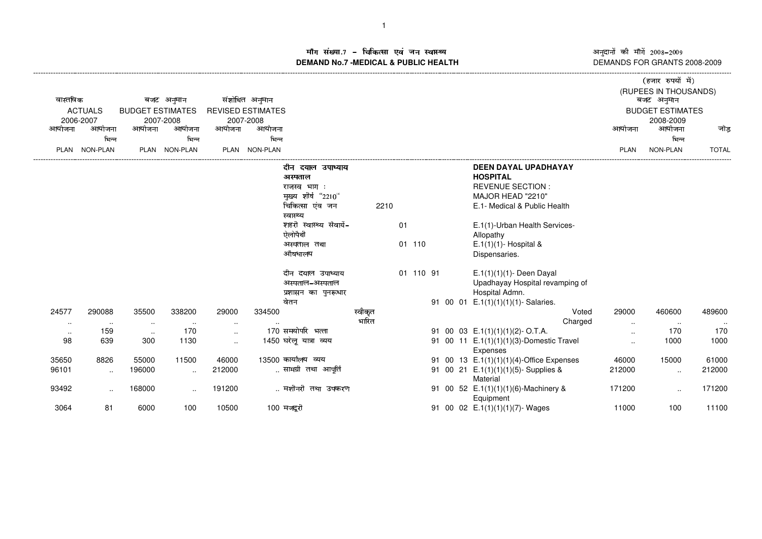## माँग संख्या.7 – चिकित्सा एवं जन स्वास्थ्य
## DEMAND No.7 -MEDICAL & PUBLIC HEALTH

अनुदानों की माँगें 2008–2009
DEMANDS FOR GRANTS 2008-2009

(हजार रुपयों में)
(RUPEES IN THOUSANDS)

| वास्तविक ACTUALS 2006-2007 | | बजट अनुमान BUDGET ESTIMATES 2007-2008 | | संशोधित अनुमान REVISED ESTIMATES 2007-2008 | | | | | बजट अनुमान BUDGET ESTIMATES 2008-2009 | | |
|---|---|---|---|---|---|---|---|---|---|---|---|
| आयोजना PLAN | आयोजना भिन्न NON-PLAN | आयोजना PLAN | आयोजना भिन्न NON-PLAN | आयोजना PLAN | आयोजना भिन्न NON-PLAN | | | | आयोजना PLAN | आयोजना भिन्न NON-PLAN | जोड़ TOTAL |
| | | | | | | दीन दयाल उपाध्याय अस्पताल | | DEEN DAYAL UPADHAYAY HOSPITAL | | | |
| | | | | | | राजस्व भाग : | | REVENUE SECTION : | | | |
| | | | | | | मुख्य शीर्ष "2210" | | MAJOR HEAD "2210" | | | |
| | | | | | | चिकित्सा एंव जन स्वास्थ्य | 2210 | E.1- Medical & Public Health | | | |
| | | | | | | शहरी स्वास्थ्य सेवायें-ऐलोपैथी | 01 | E.1(1)-Urban Health Services-Allopathy | | | |
| | | | | | | अस्पताल तथा औषधालय | 01 110 | E.1(1)(1)- Hospital & Dispensaries. | | | |
| | | | | | | दीन दयाल उपाध्याय अस्पताल–अस्पताल प्रशासन का पुनरूधार | 01 110 91 | E.1(1)(1)(1)- Deen Dayal Upadhayay Hospital revamping of Hospital Admn. | | | |
| | | | | | | वेतन | 91 00 01 | E.1(1)(1)(1)(1)- Salaries. | | | |
| 24577 | 290088 | 35500 | 338200 | 29000 | 334500 | स्वीकृत | | Voted | 29000 | 460600 | 489600 |
| .. | .. | .. | .. | .. | .. | भारित | | Charged | .. | .. | .. |
| .. | 159 | .. | 170 | .. | 170 | समयोपरि भत्ता | 91 00 03 | E.1(1)(1)(1)(2)- O.T.A. | .. | 170 | 170 |
| 98 | 639 | 300 | 1130 | .. | 1450 | घरेलू यात्रा व्यय | 91 00 11 | E.1(1)(1)(1)(3)-Domestic Travel Expenses | .. | 1000 | 1000 |
| 35650 | 8826 | 55000 | 11500 | 46000 | 13500 | कार्यालय व्यय | 91 00 13 | E.1(1)(1)(1)(4)-Office Expenses | 46000 | 15000 | 61000 |
| 96101 | .. | 196000 | .. | 212000 | .. | सामग्री तथा आपूर्ति | 91 00 21 | E.1(1)(1)(1)(5)- Supplies & Material | 212000 | .. | 212000 |
| 93492 | .. | 168000 | .. | 191200 | .. | मशीनरी तथा उपकरण | 91 00 52 | E.1(1)(1)(1)(6)-Machinery & Equipment | 171200 | .. | 171200 |
| 3064 | 81 | 6000 | 100 | 10500 | 100 | मजदूरी | 91 00 02 | E.1(1)(1)(1)(7)- Wages | 11000 | 100 | 11100 |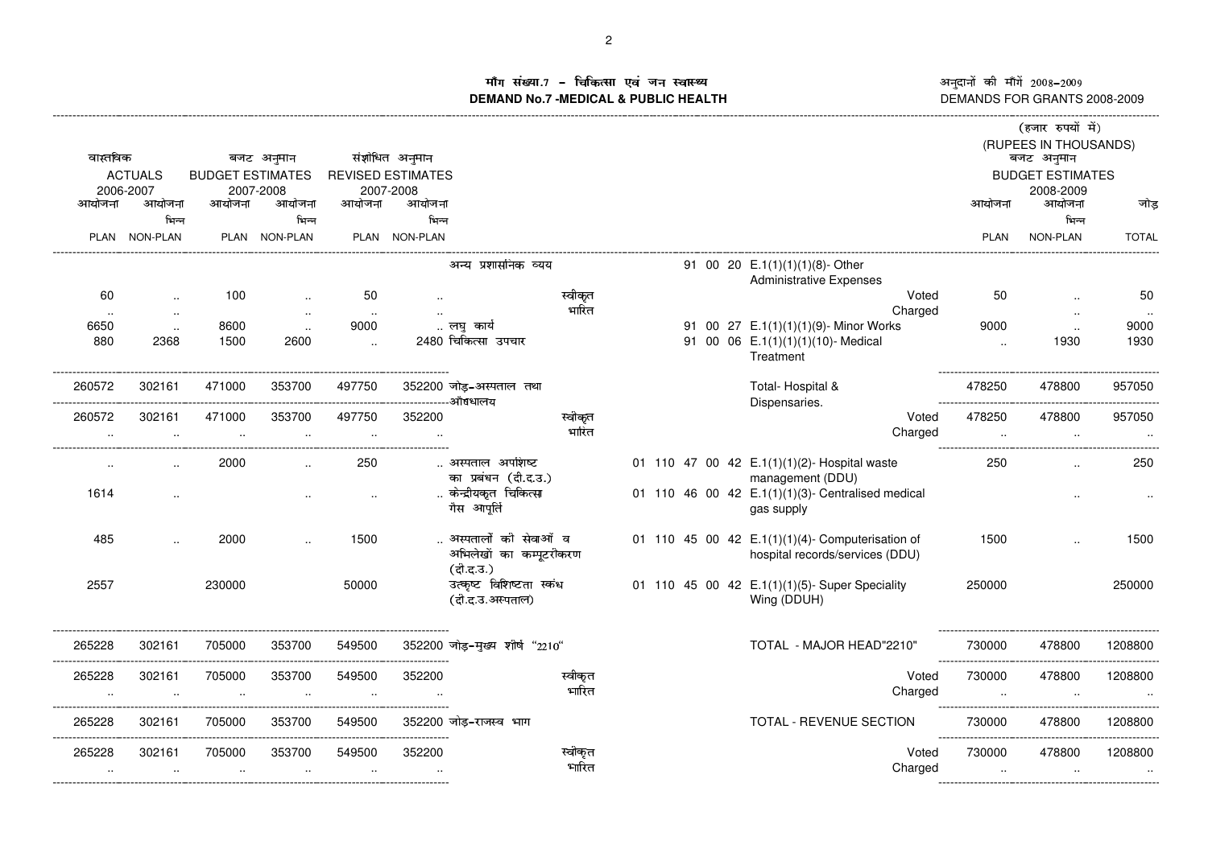# मॉंग संख्या.7 - चिकित्सा एवं जन स्वास्थ्य
# DEMAND No.7 -MEDICAL & PUBLIC HEALTH

अनुदानों की मॉंगें 2008-2009
DEMANDS FOR GRANTS 2008-2009

(हजार रुपयों में)
(RUPEES IN THOUSANDS)

| वास्तविक ACTUALS 2006-2007 | | बजट अनुमान BUDGET ESTIMATES 2007-2008 | | संशोधित अनुमान REVISED ESTIMATES 2007-2008 | | | | | | बजट अनुमान BUDGET ESTIMATES 2008-2009 | | |
|---|---|---|---|---|---|---|---|---|---|---|---|---|
| आयोजना PLAN | आयोजना भिन्न NON-PLAN | आयोजना PLAN | आयोजना भिन्न NON-PLAN | आयोजना PLAN | आयोजना भिन्न NON-PLAN | | | | | आयोजना PLAN | आयोजना भिन्न NON-PLAN | जोड़ TOTAL |
| | | | | | | अन्य प्रशासनिक व्यय | | 91 00 20 | E.1(1)(1)(1)(8)- Other Administrative Expenses | | | |
| 60 | .. | 100 | .. | 50 | .. | | स्वीकृत | | Voted | 50 | .. | 50 |
| .. | .. | | .. | .. | .. | | भारित | | Charged | | .. | .. |
| 6650 | .. | 8600 | .. | 9000 | .. | लघु कार्य | | 91 00 27 | E.1(1)(1)(1)(9)- Minor Works | 9000 | .. | 9000 |
| 880 | 2368 | 1500 | 2600 | .. | 2480 | चिकित्सा उपचार | | 91 00 06 | E.1(1)(1)(1)(10)- Medical Treatment | .. | 1930 | 1930 |
| 260572 | 302161 | 471000 | 353700 | 497750 | 352200 | जोड़-अस्पताल तथा औषधालय | | | Total- Hospital & Dispensaries. | 478250 | 478800 | 957050 |
| 260572 | 302161 | 471000 | 353700 | 497750 | 352200 | | स्वीकृत | | Voted | 478250 | 478800 | 957050 |
| .. | .. | .. | .. | .. | .. | | भारित | | Charged | .. | .. | .. |
| .. | .. | 2000 | .. | 250 | .. | अस्पताल अपशिष्ट का प्रबंधन (दी.द.उ.) | | 01 110 47 00 42 | E.1(1)(1)(2)- Hospital waste management (DDU) | 250 | .. | 250 |
| 1614 | .. | | .. | .. | .. | केन्द्रीयकृत चिकित्सा गैस आपूर्ति | | 01 110 46 00 42 | E.1(1)(1)(3)- Centralised medical gas supply | | .. | .. |
| 485 | .. | 2000 | .. | 1500 | .. | अस्पतालों की सेवाओं व अभिलेखों का कम्प्यूटरीकरण (दी.द.उ.) | | 01 110 45 00 42 | E.1(1)(1)(4)- Computerisation of hospital records/services (DDU) | 1500 | .. | 1500 |
| 2557 | | 230000 | | 50000 | | उत्कृष्ट विशिष्टता स्कंध (दी.द.उ.अस्पताल) | | 01 110 45 00 42 | E.1(1)(1)(5)- Super Speciality Wing (DDUH) | 250000 | | 250000 |
| 265228 | 302161 | 705000 | 353700 | 549500 | 352200 | जोड़-मुख्य शीर्ष "2210" | | | TOTAL - MAJOR HEAD"2210" | 730000 | 478800 | 1208800 |
| 265228 | 302161 | 705000 | 353700 | 549500 | 352200 | | स्वीकृत | | Voted | 730000 | 478800 | 1208800 |
| .. | .. | .. | .. | .. | .. | | भारित | | Charged | .. | .. | .. |
| 265228 | 302161 | 705000 | 353700 | 549500 | 352200 | जोड़-राजस्व भाग | | | TOTAL - REVENUE SECTION | 730000 | 478800 | 1208800 |
| 265228 | 302161 | 705000 | 353700 | 549500 | 352200 | | स्वीकृत | | Voted | 730000 | 478800 | 1208800 |
| .. | .. | .. | .. | .. | .. | | भारित | | Charged | .. | .. | .. |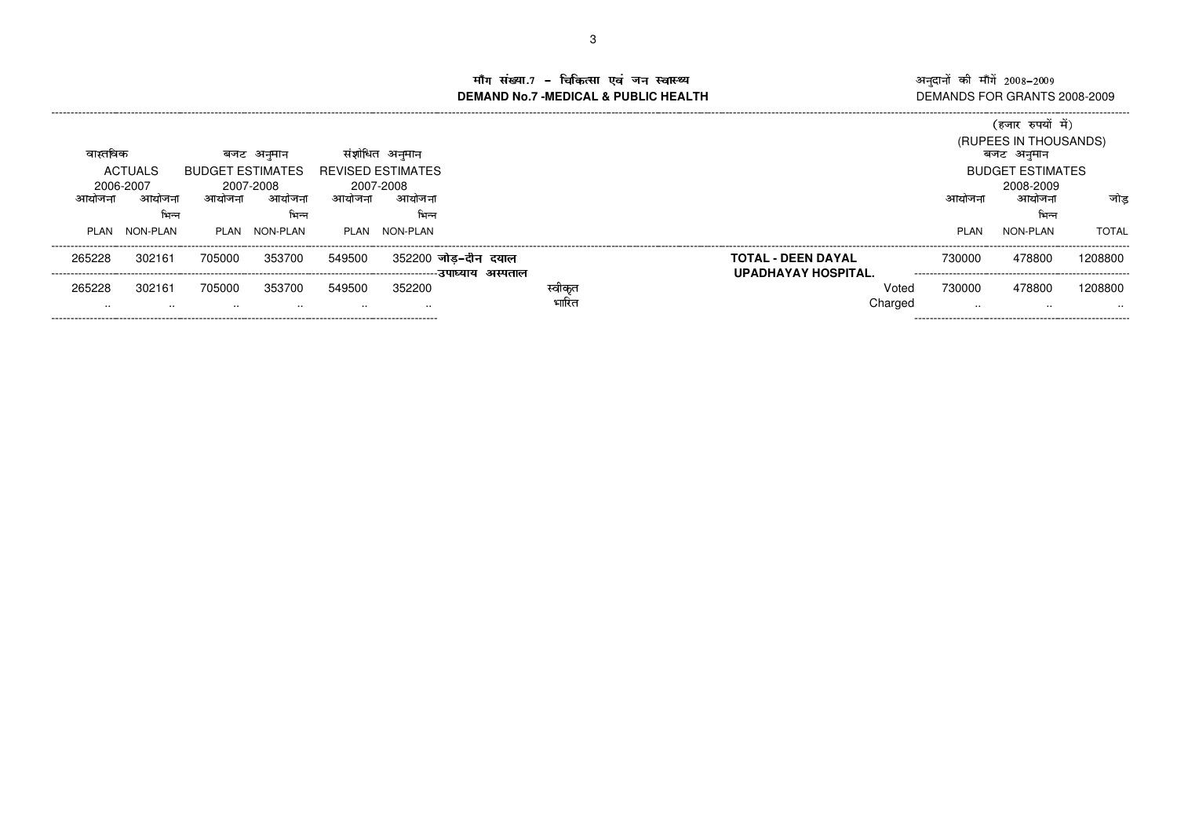**माँग संख्या.7 – चिकित्सा एवं जन स्वास्थ्य**
**DEMAND No.7 -MEDICAL & PUBLIC HEALTH**

अनुदानों की माँगें 2008–2009
DEMANDS FOR GRANTS 2008-2009

(हजार रुपयों में)
(RUPEES IN THOUSANDS)

| वास्तविक ACTUALS 2006-2007 | | बजट अनुमान BUDGET ESTIMATES 2007-2008 | | संशोधित अनुमान REVISED ESTIMATES 2007-2008 | | | | | बजट अनुमान BUDGET ESTIMATES 2008-2009 | | |
|---|---|---|---|---|---|---|---|---|---|---|---|
| आयोजना PLAN | आयोजना भिन्न NON-PLAN | आयोजना PLAN | आयोजना भिन्न NON-PLAN | आयोजना PLAN | आयोजना भिन्न NON-PLAN | | | | आयोजना PLAN | आयोजना भिन्न NON-PLAN | जोड़ TOTAL |
| 265228 | 302161 | 705000 | 353700 | 549500 | 352200 | जोड़–दीन दयाल उपाध्याय अस्पताल | | **TOTAL - DEEN DAYAL UPADHAYAY HOSPITAL.** | 730000 | 478800 | 1208800 |
| 265228 | 302161 | 705000 | 353700 | 549500 | 352200 | | स्वीकृत | Voted | 730000 | 478800 | 1208800 |
| .. | .. | .. | .. | .. | .. | | भारित | Charged | .. | .. | .. |